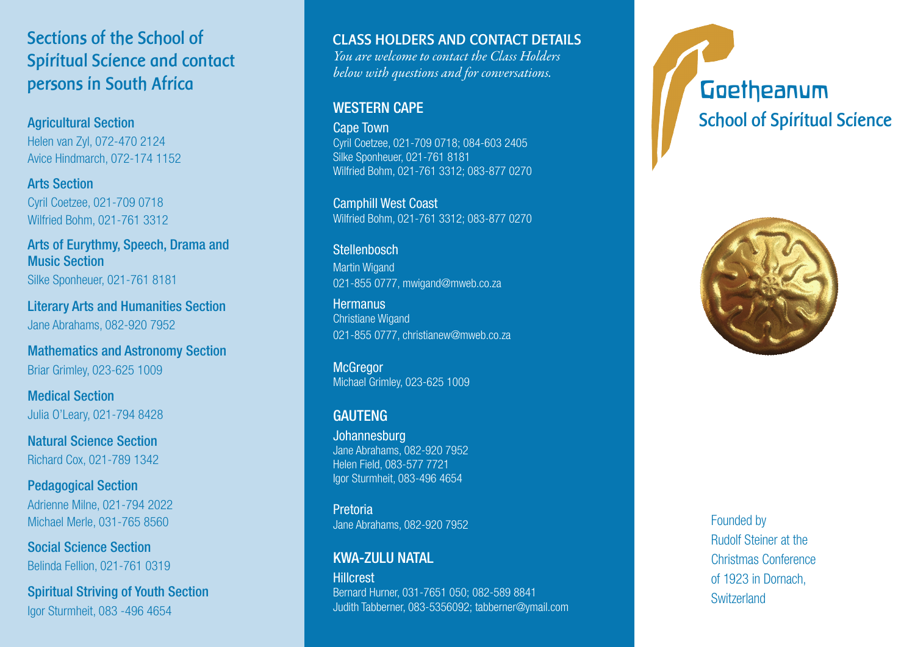# Sections of the School of Spiritual Science and contact persons in South Africa

**Agricultural Section**
Helen van Zyl, 072-470 2124
Avice Hindmarch, 072-174 1152

**Arts Section**
Cyril Coetzee, 021-709 0718
Wilfried Bohm, 021-761 3312

**Arts of Eurythmy, Speech, Drama and Music Section**
Silke Sponheuer, 021-761 8181

**Literary Arts and Humanities Section**
Jane Abrahams, 082-920 7952

**Mathematics and Astronomy Section**
Briar Grimley, 023-625 1009

**Medical Section**
Julia O'Leary, 021-794 8428

**Natural Science Section**
Richard Cox, 021-789 1342

**Pedagogical Section**
Adrienne Milne, 021-794 2022
Michael Merle, 031-765 8560

**Social Science Section**
Belinda Fellion, 021-761 0319

**Spiritual Striving of Youth Section**
Igor Sturmheit, 083 -496 4654

## CLASS HOLDERS AND CONTACT DETAILS

*You are welcome to contact the Class Holders below with questions and for conversations.*

### WESTERN CAPE

**Cape Town**
Cyril Coetzee, 021-709 0718; 084-603 2405
Silke Sponheuer, 021-761 8181
Wilfried Bohm, 021-761 3312; 083-877 0270

**Camphill West Coast**
Wilfried Bohm, 021-761 3312; 083-877 0270

**Stellenbosch**
Martin Wigand
021-855 0777, mwigand@mweb.co.za

**Hermanus**
Christiane Wigand
021-855 0777, christianew@mweb.co.za

**McGregor**
Michael Grimley, 023-625 1009

### GAUTENG

**Johannesburg**
Jane Abrahams, 082-920 7952
Helen Field, 083-577 7721
Igor Sturmheit, 083-496 4654

**Pretoria**
Jane Abrahams, 082-920 7952

### KWA-ZULU NATAL

**Hillcrest**
Bernard Hurner, 031-7651 050; 082-589 8841
Judith Tabberner, 083-5356092; tabberner@ymail.com

# Goetheanum

## School of Spiritual Science

Founded by Rudolf Steiner at the Christmas Conference of 1923 in Dornach, Switzerland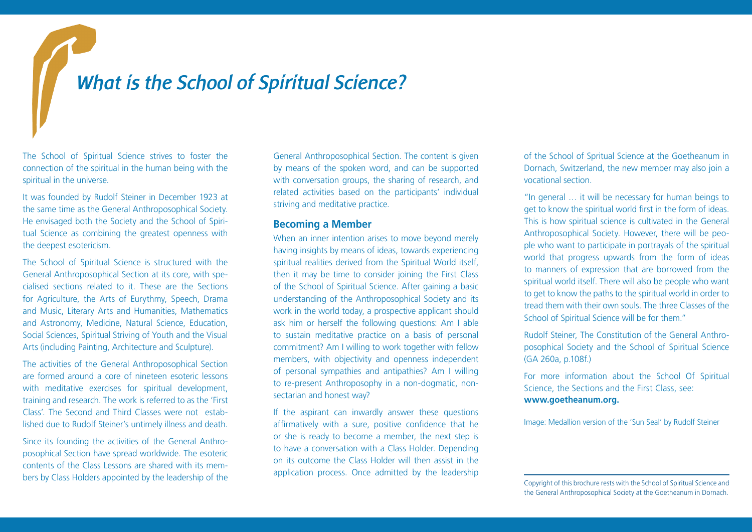# What is the School of Spiritual Science?

The School of Spiritual Science strives to foster the connection of the spiritual in the human being with the spiritual in the universe.

It was founded by Rudolf Steiner in December 1923 at the same time as the General Anthroposophical Society. He envisaged both the Society and the School of Spiritual Science as combining the greatest openness with the deepest esotericism.

The School of Spiritual Science is structured with the General Anthroposophical Section at its core, with specialised sections related to it. These are the Sections for Agriculture, the Arts of Eurythmy, Speech, Drama and Music, Literary Arts and Humanities, Mathematics and Astronomy, Medicine, Natural Science, Education, Social Sciences, Spiritual Striving of Youth and the Visual Arts (including Painting, Architecture and Sculpture).

The activities of the General Anthroposophical Section are formed around a core of nineteen esoteric lessons with meditative exercises for spiritual development, training and research. The work is referred to as the 'First Class'. The Second and Third Classes were not established due to Rudolf Steiner's untimely illness and death.

Since its founding the activities of the General Anthroposophical Section have spread worldwide. The esoteric contents of the Class Lessons are shared with its members by Class Holders appointed by the leadership of the General Anthroposophical Section. The content is given by means of the spoken word, and can be supported with conversation groups, the sharing of research, and related activities based on the participants' individual striving and meditative practice.

## Becoming a Member

When an inner intention arises to move beyond merely having insights by means of ideas, towards experiencing spiritual realities derived from the Spiritual World itself, then it may be time to consider joining the First Class of the School of Spiritual Science. After gaining a basic understanding of the Anthroposophical Society and its work in the world today, a prospective applicant should ask him or herself the following questions: Am I able to sustain meditative practice on a basis of personal commitment? Am I willing to work together with fellow members, with objectivity and openness independent of personal sympathies and antipathies? Am I willing to re-present Anthroposophy in a non-dogmatic, non-sectarian and honest way?

If the aspirant can inwardly answer these questions affirmatively with a sure, positive confidence that he or she is ready to become a member, the next step is to have a conversation with a Class Holder. Depending on its outcome the Class Holder will then assist in the application process. Once admitted by the leadership of the School of Spritual Science at the Goetheanum in Dornach, Switzerland, the new member may also join a vocational section.

"In general … it will be necessary for human beings to get to know the spiritual world first in the form of ideas. This is how spiritual science is cultivated in the General Anthroposophical Society. However, there will be people who want to participate in portrayals of the spiritual world that progress upwards from the form of ideas to manners of expression that are borrowed from the spiritual world itself. There will also be people who want to get to know the paths to the spiritual world in order to tread them with their own souls. The three Classes of the School of Spiritual Science will be for them."

Rudolf Steiner, The Constitution of the General Anthroposophical Society and the School of Spiritual Science (GA 260a, p.108f.)

For more information about the School Of Spiritual Science, the Sections and the First Class, see:
**www.goetheanum.org.**

Image: Medallion version of the 'Sun Seal' by Rudolf Steiner

Copyright of this brochure rests with the School of Spiritual Science and the General Anthroposophical Society at the Goetheanum in Dornach.